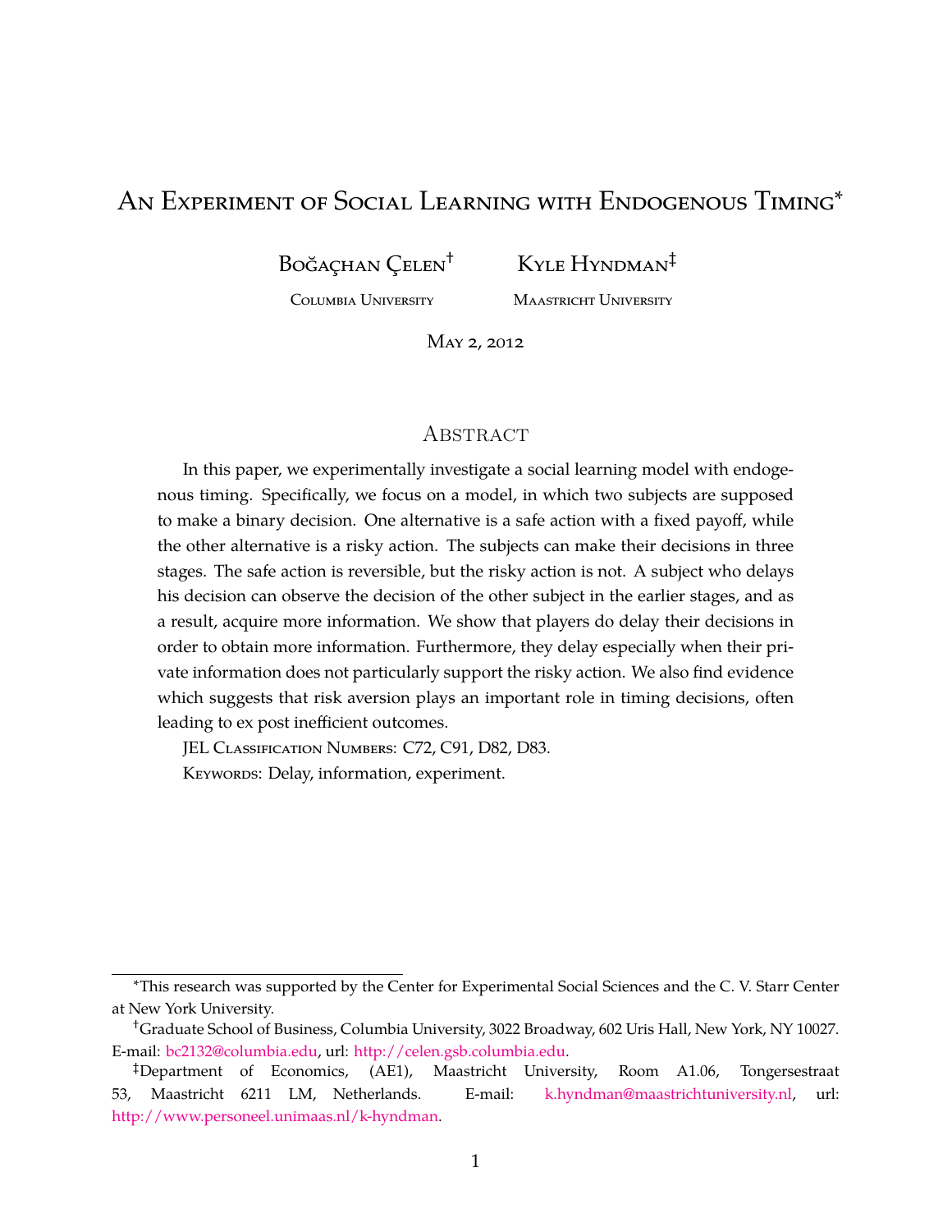# An Experiment of Social Learning with Endogenous Timing*

Boğaçhan Çelen†  
Columbia University

Kyle Hyndman‡  
Maastricht University

May 2, 2012

## Abstract

In this paper, we experimentally investigate a social learning model with endogenous timing. Specifically, we focus on a model, in which two subjects are supposed to make a binary decision. One alternative is a safe action with a fixed payoff, while the other alternative is a risky action. The subjects can make their decisions in three stages. The safe action is reversible, but the risky action is not. A subject who delays his decision can observe the decision of the other subject in the earlier stages, and as a result, acquire more information. We show that players do delay their decisions in order to obtain more information. Furthermore, they delay especially when their private information does not particularly support the risky action. We also find evidence which suggests that risk aversion plays an important role in timing decisions, often leading to ex post inefficient outcomes.

JEL Classification Numbers: C72, C91, D82, D83.

Keywords: Delay, information, experiment.

---

*This research was supported by the Center for Experimental Social Sciences and the C. V. Starr Center at New York University.

†Graduate School of Business, Columbia University, 3022 Broadway, 602 Uris Hall, New York, NY 10027. E-mail: bc2132@columbia.edu, url: http://celen.gsb.columbia.edu.

‡Department of Economics, (AE1), Maastricht University, Room A1.06, Tongersestraat 53, Maastricht 6211 LM, Netherlands. E-mail: k.hyndman@maastrichtuniversity.nl, url: http://www.personeel.unimaas.nl/k-hyndman.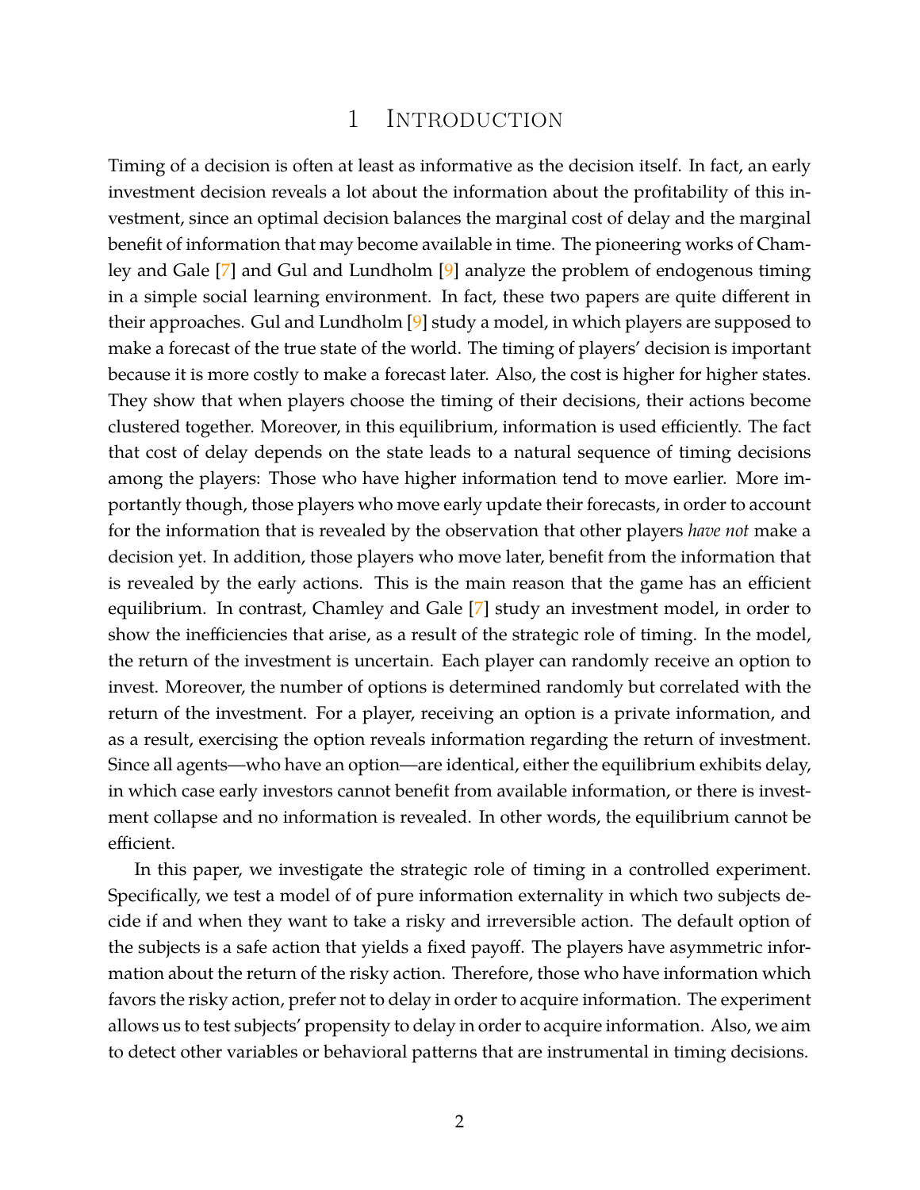# 1 Introduction

Timing of a decision is often at least as informative as the decision itself. In fact, an early investment decision reveals a lot about the information about the profitability of this investment, since an optimal decision balances the marginal cost of delay and the marginal benefit of information that may become available in time. The pioneering works of Chamley and Gale [7] and Gul and Lundholm [9] analyze the problem of endogenous timing in a simple social learning environment. In fact, these two papers are quite different in their approaches. Gul and Lundholm [9] study a model, in which players are supposed to make a forecast of the true state of the world. The timing of players' decision is important because it is more costly to make a forecast later. Also, the cost is higher for higher states. They show that when players choose the timing of their decisions, their actions become clustered together. Moreover, in this equilibrium, information is used efficiently. The fact that cost of delay depends on the state leads to a natural sequence of timing decisions among the players: Those who have higher information tend to move earlier. More importantly though, those players who move early update their forecasts, in order to account for the information that is revealed by the observation that other players *have not* make a decision yet. In addition, those players who move later, benefit from the information that is revealed by the early actions. This is the main reason that the game has an efficient equilibrium. In contrast, Chamley and Gale [7] study an investment model, in order to show the inefficiencies that arise, as a result of the strategic role of timing. In the model, the return of the investment is uncertain. Each player can randomly receive an option to invest. Moreover, the number of options is determined randomly but correlated with the return of the investment. For a player, receiving an option is a private information, and as a result, exercising the option reveals information regarding the return of investment. Since all agents—who have an option—are identical, either the equilibrium exhibits delay, in which case early investors cannot benefit from available information, or there is investment collapse and no information is revealed. In other words, the equilibrium cannot be efficient.

In this paper, we investigate the strategic role of timing in a controlled experiment. Specifically, we test a model of of pure information externality in which two subjects decide if and when they want to take a risky and irreversible action. The default option of the subjects is a safe action that yields a fixed payoff. The players have asymmetric information about the return of the risky action. Therefore, those who have information which favors the risky action, prefer not to delay in order to acquire information. The experiment allows us to test subjects' propensity to delay in order to acquire information. Also, we aim to detect other variables or behavioral patterns that are instrumental in timing decisions.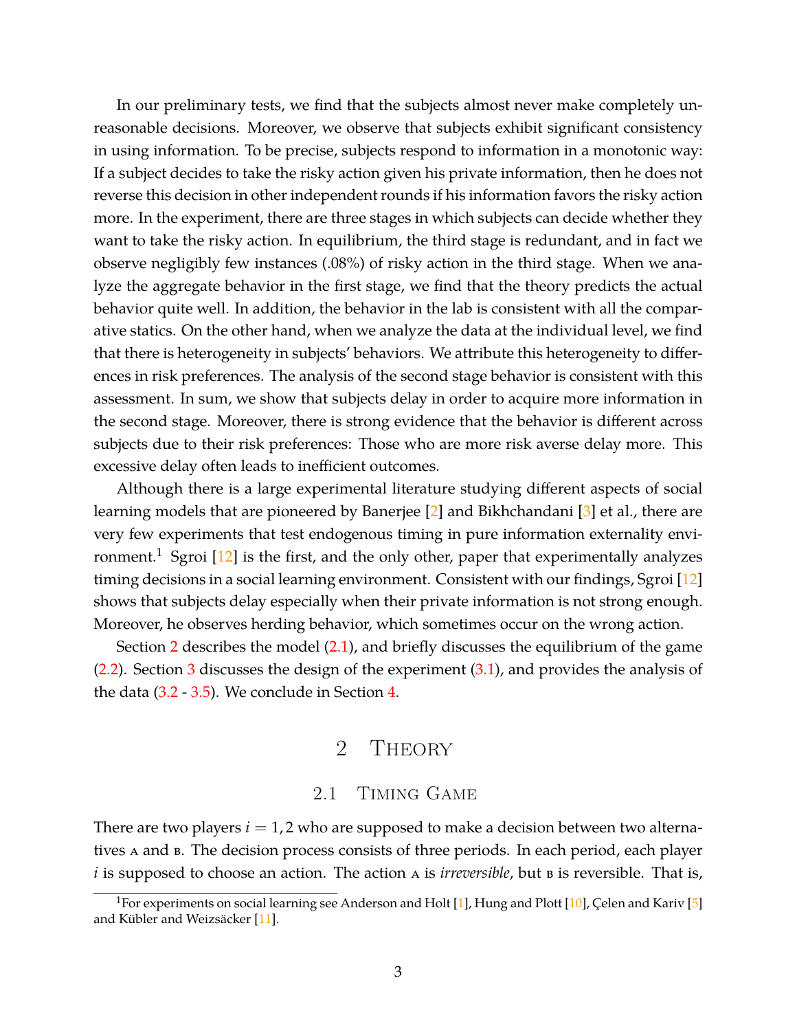In our preliminary tests, we find that the subjects almost never make completely unreasonable decisions. Moreover, we observe that subjects exhibit significant consistency in using information. To be precise, subjects respond to information in a monotonic way: If a subject decides to take the risky action given his private information, then he does not reverse this decision in other independent rounds if his information favors the risky action more. In the experiment, there are three stages in which subjects can decide whether they want to take the risky action. In equilibrium, the third stage is redundant, and in fact we observe negligibly few instances (.08%) of risky action in the third stage. When we analyze the aggregate behavior in the first stage, we find that the theory predicts the actual behavior quite well. In addition, the behavior in the lab is consistent with all the comparative statics. On the other hand, when we analyze the data at the individual level, we find that there is heterogeneity in subjects' behaviors. We attribute this heterogeneity to differences in risk preferences. The analysis of the second stage behavior is consistent with this assessment. In sum, we show that subjects delay in order to acquire more information in the second stage. Moreover, there is strong evidence that the behavior is different across subjects due to their risk preferences: Those who are more risk averse delay more. This excessive delay often leads to inefficient outcomes.

Although there is a large experimental literature studying different aspects of social learning models that are pioneered by Banerjee [2] and Bikhchandani [3] et al., there are very few experiments that test endogenous timing in pure information externality environment.[1] Sgroi [12] is the first, and the only other, paper that experimentally analyzes timing decisions in a social learning environment. Consistent with our findings, Sgroi [12] shows that subjects delay especially when their private information is not strong enough. Moreover, he observes herding behavior, which sometimes occur on the wrong action.

Section 2 describes the model (2.1), and briefly discusses the equilibrium of the game (2.2). Section 3 discusses the design of the experiment (3.1), and provides the analysis of the data (3.2 - 3.5). We conclude in Section 4.

# 2 Theory

## 2.1 Timing Game

There are two players $i = 1, 2$ who are supposed to make a decision between two alternatives A and B. The decision process consists of three periods. In each period, each player $i$ is supposed to choose an action. The action A is *irreversible*, but B is reversible. That is,

[1] For experiments on social learning see Anderson and Holt [1], Hung and Plott [10], Çelen and Kariv [5] and Kübler and Weizsäcker [11].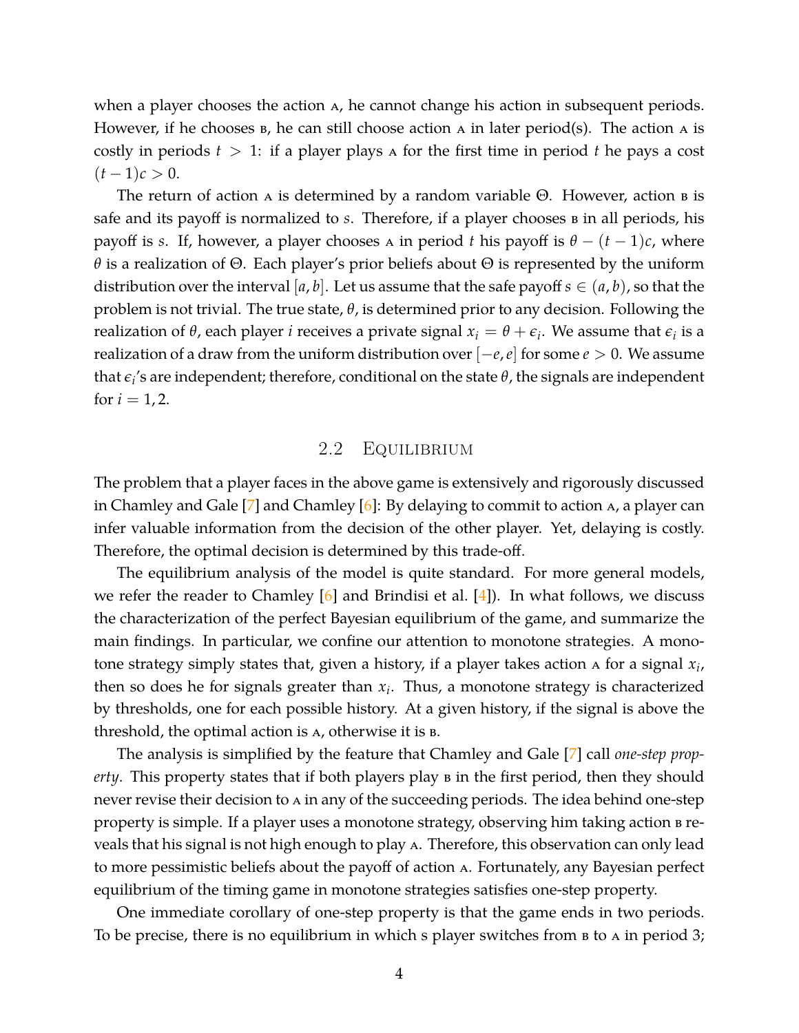when a player chooses the action A, he cannot change his action in subsequent periods. However, if he chooses B, he can still choose action A in later period(s). The action A is costly in periods $t > 1$: if a player plays A for the first time in period $t$ he pays a cost $(t-1)c > 0$.

The return of action A is determined by a random variable $\Theta$. However, action B is safe and its payoff is normalized to $s$. Therefore, if a player chooses B in all periods, his payoff is $s$. If, however, a player chooses A in period $t$ his payoff is $\theta - (t-1)c$, where $\theta$ is a realization of $\Theta$. Each player's prior beliefs about $\Theta$ is represented by the uniform distribution over the interval $[a, b]$. Let us assume that the safe payoff $s \in (a, b)$, so that the problem is not trivial. The true state, $\theta$, is determined prior to any decision. Following the realization of $\theta$, each player $i$ receives a private signal $x_i = \theta + \epsilon_i$. We assume that $\epsilon_i$ is a realization of a draw from the uniform distribution over $[-e, e]$ for some $e > 0$. We assume that $\epsilon_i$'s are independent; therefore, conditional on the state $\theta$, the signals are independent for $i = 1, 2$.

## 2.2 Equilibrium

The problem that a player faces in the above game is extensively and rigorously discussed in Chamley and Gale [7] and Chamley [6]: By delaying to commit to action A, a player can infer valuable information from the decision of the other player. Yet, delaying is costly. Therefore, the optimal decision is determined by this trade-off.

The equilibrium analysis of the model is quite standard. For more general models, we refer the reader to Chamley [6] and Brindisi et al. [4]). In what follows, we discuss the characterization of the perfect Bayesian equilibrium of the game, and summarize the main findings. In particular, we confine our attention to monotone strategies. A monotone strategy simply states that, given a history, if a player takes action A for a signal $x_i$, then so does he for signals greater than $x_i$. Thus, a monotone strategy is characterized by thresholds, one for each possible history. At a given history, if the signal is above the threshold, the optimal action is A, otherwise it is B.

The analysis is simplified by the feature that Chamley and Gale [7] call *one-step property*. This property states that if both players play B in the first period, then they should never revise their decision to A in any of the succeeding periods. The idea behind one-step property is simple. If a player uses a monotone strategy, observing him taking action B reveals that his signal is not high enough to play A. Therefore, this observation can only lead to more pessimistic beliefs about the payoff of action A. Fortunately, any Bayesian perfect equilibrium of the timing game in monotone strategies satisfies one-step property.

One immediate corollary of one-step property is that the game ends in two periods. To be precise, there is no equilibrium in which s player switches from B to A in period 3;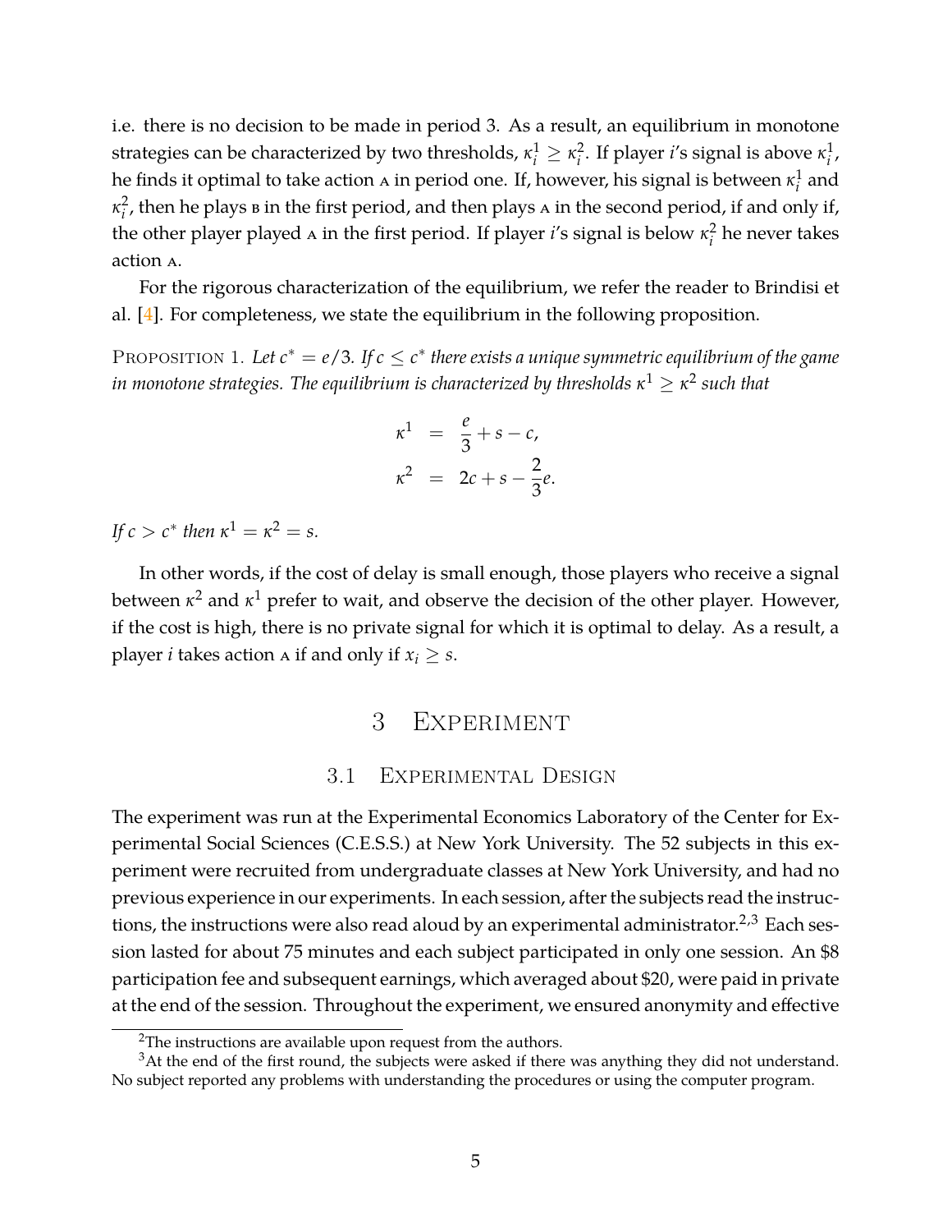i.e. there is no decision to be made in period 3. As a result, an equilibrium in monotone strategies can be characterized by two thresholds, $\kappa_i^1 \geq \kappa_i^2$. If player $i$'s signal is above $\kappa_i^1$, he finds it optimal to take action A in period one. If, however, his signal is between $\kappa_i^1$ and $\kappa_i^2$, then he plays B in the first period, and then plays A in the second period, if and only if, the other player played A in the first period. If player $i$'s signal is below $\kappa_i^2$ he never takes action A.

For the rigorous characterization of the equilibrium, we refer the reader to Brindisi et al. [4]. For completeness, we state the equilibrium in the following proposition.

PROPOSITION 1. *Let $c^* = e/3$. If $c \leq c^*$ there exists a unique symmetric equilibrium of the game in monotone strategies. The equilibrium is characterized by thresholds $\kappa^1 \geq \kappa^2$ such that*

$$
\begin{aligned}
\kappa^1 &= \frac{e}{3} + s - c, \\
\kappa^2 &= 2c + s - \frac{2}{3}e.
\end{aligned}
$$

*If $c > c^*$ then $\kappa^1 = \kappa^2 = s$.*

In other words, if the cost of delay is small enough, those players who receive a signal between $\kappa^2$ and $\kappa^1$ prefer to wait, and observe the decision of the other player. However, if the cost is high, there is no private signal for which it is optimal to delay. As a result, a player $i$ takes action A if and only if $x_i \geq s$.

# 3 Experiment

## 3.1 Experimental Design

The experiment was run at the Experimental Economics Laboratory of the Center for Experimental Social Sciences (C.E.S.S.) at New York University. The 52 subjects in this experiment were recruited from undergraduate classes at New York University, and had no previous experience in our experiments. In each session, after the subjects read the instructions, the instructions were also read aloud by an experimental administrator.[2,3] Each session lasted for about 75 minutes and each subject participated in only one session. An $8 participation fee and subsequent earnings, which averaged about $20, were paid in private at the end of the session. Throughout the experiment, we ensured anonymity and effective

[2] The instructions are available upon request from the authors.

[3] At the end of the first round, the subjects were asked if there was anything they did not understand. No subject reported any problems with understanding the procedures or using the computer program.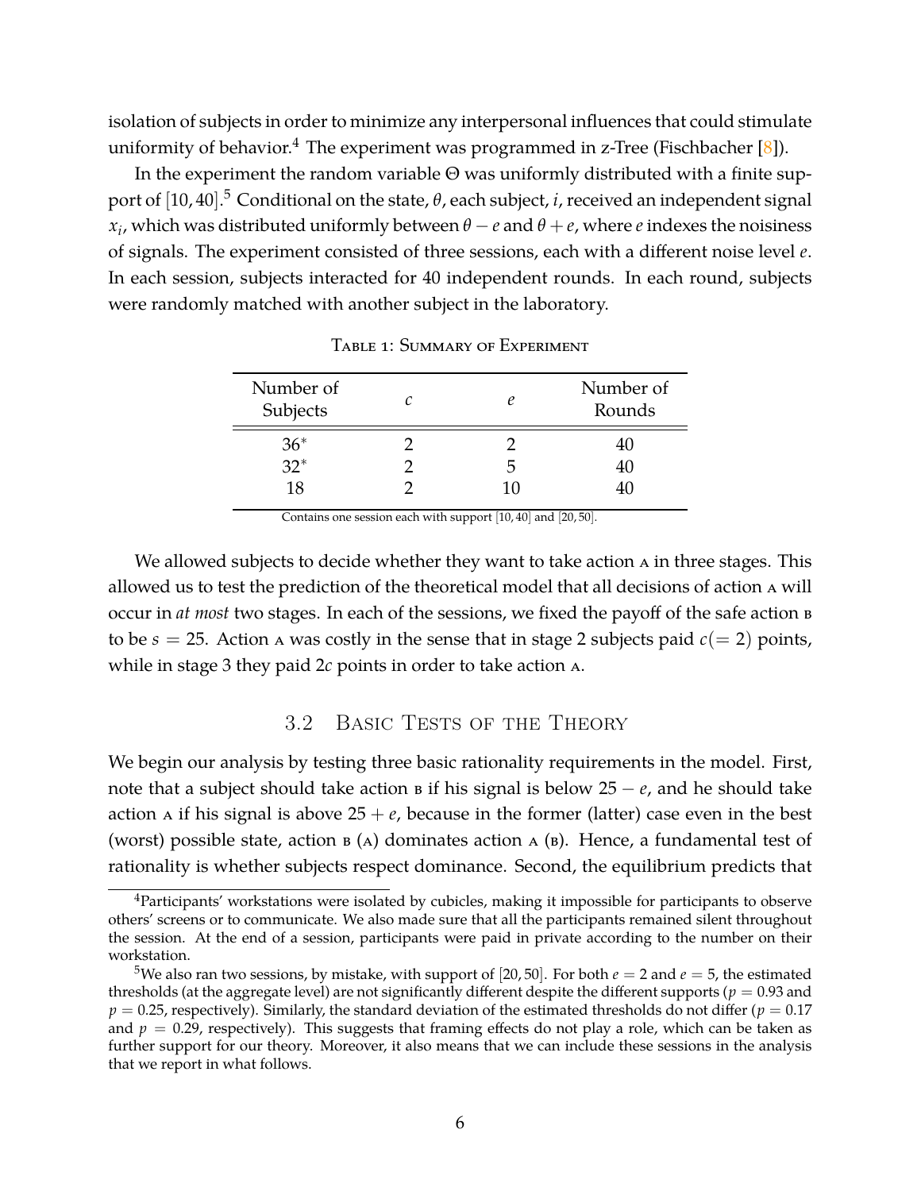isolation of subjects in order to minimize any interpersonal influences that could stimulate uniformity of behavior.[4] The experiment was programmed in z-Tree (Fischbacher [8]).

In the experiment the random variable $\Theta$ was uniformly distributed with a finite support of $[10, 40]$.[5] Conditional on the state, $\theta$, each subject, $i$, received an independent signal $x_i$, which was distributed uniformly between $\theta - e$ and $\theta + e$, where $e$ indexes the noisiness of signals. The experiment consisted of three sessions, each with a different noise level $e$. In each session, subjects interacted for 40 independent rounds. In each round, subjects were randomly matched with another subject in the laboratory.

Table 1: Summary of Experiment

| Number of Subjects | $c$ | $e$ | Number of Rounds |
|---|---|---|---|
| 36* | 2 | 2 | 40 |
| 32* | 2 | 5 | 40 |
| 18 | 2 | 10 | 40 |

Contains one session each with support $[10, 40]$ and $[20, 50]$.

We allowed subjects to decide whether they want to take action A in three stages. This allowed us to test the prediction of the theoretical model that all decisions of action A will occur in *at most* two stages. In each of the sessions, we fixed the payoff of the safe action B to be $s = 25$. Action A was costly in the sense that in stage 2 subjects paid $c (= 2)$ points, while in stage 3 they paid $2c$ points in order to take action A.

## 3.2 Basic Tests of the Theory

We begin our analysis by testing three basic rationality requirements in the model. First, note that a subject should take action B if his signal is below $25 - e$, and he should take action A if his signal is above $25 + e$, because in the former (latter) case even in the best (worst) possible state, action B (A) dominates action A (B). Hence, a fundamental test of rationality is whether subjects respect dominance. Second, the equilibrium predicts that

[4] Participants' workstations were isolated by cubicles, making it impossible for participants to observe others' screens or to communicate. We also made sure that all the participants remained silent throughout the session. At the end of a session, participants were paid in private according to the number on their workstation.

[5] We also ran two sessions, by mistake, with support of $[20, 50]$. For both $e = 2$ and $e = 5$, the estimated thresholds (at the aggregate level) are not significantly different despite the different supports ($p = 0.93$ and $p = 0.25$, respectively). Similarly, the standard deviation of the estimated thresholds do not differ ($p = 0.17$ and $p = 0.29$, respectively). This suggests that framing effects do not play a role, which can be taken as further support for our theory. Moreover, it also means that we can include these sessions in the analysis that we report in what follows.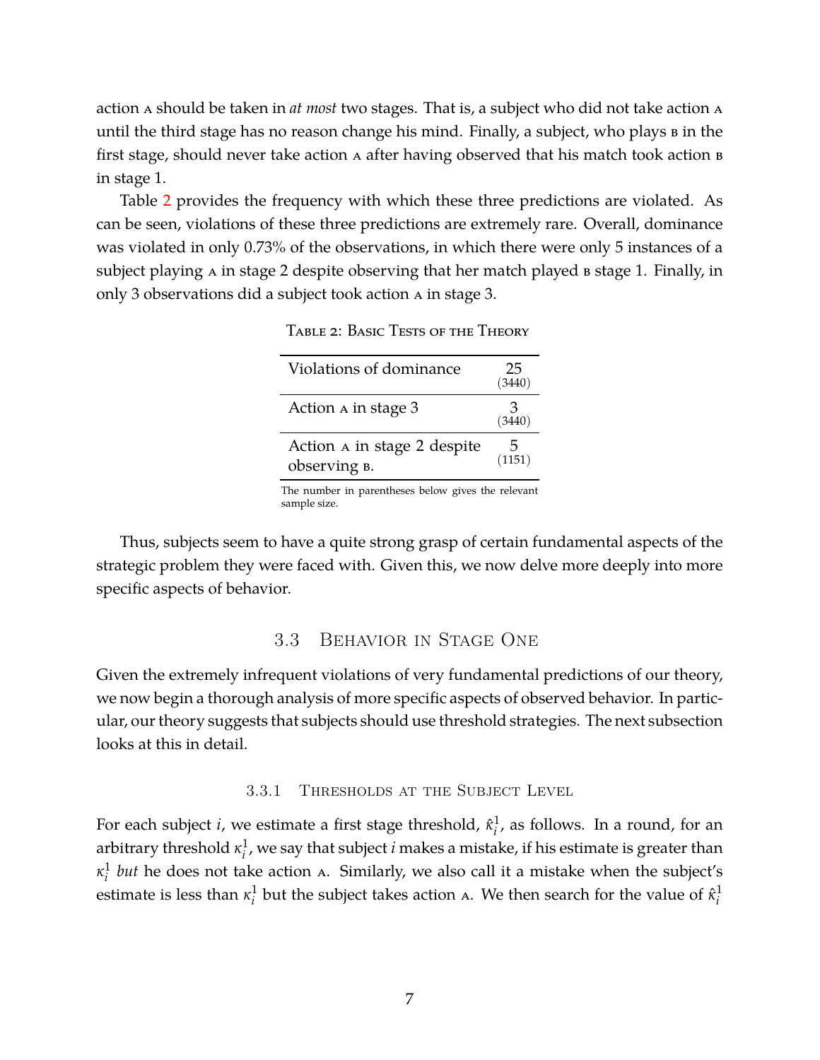action A should be taken in *at most* two stages. That is, a subject who did not take action A until the third stage has no reason change his mind. Finally, a subject, who plays B in the first stage, should never take action A after having observed that his match took action B in stage 1.

Table 2 provides the frequency with which these three predictions are violated. As can be seen, violations of these three predictions are extremely rare. Overall, dominance was violated in only 0.73% of the observations, in which there were only 5 instances of a subject playing A in stage 2 despite observing that her match played B stage 1. Finally, in only 3 observations did a subject took action A in stage 3.

TABLE 2: BASIC TESTS OF THE THEORY

| | |
|---|---|
| Violations of dominance | 25 (3440) |
| Action A in stage 3 | 3 (3440) |
| Action A in stage 2 despite observing B. | 5 (1151) |

The number in parentheses below gives the relevant sample size.

Thus, subjects seem to have a quite strong grasp of certain fundamental aspects of the strategic problem they were faced with. Given this, we now delve more deeply into more specific aspects of behavior.

## 3.3 BEHAVIOR IN STAGE ONE

Given the extremely infrequent violations of very fundamental predictions of our theory, we now begin a thorough analysis of more specific aspects of observed behavior. In particular, our theory suggests that subjects should use threshold strategies. The next subsection looks at this in detail.

### 3.3.1 THRESHOLDS AT THE SUBJECT LEVEL

For each subject $i$, we estimate a first stage threshold, $\hat{\kappa}_i^1$, as follows. In a round, for an arbitrary threshold $\kappa_i^1$, we say that subject $i$ makes a mistake, if his estimate is greater than $\kappa_i^1$ *but* he does not take action A. Similarly, we also call it a mistake when the subject's estimate is less than $\kappa_i^1$ but the subject takes action A. We then search for the value of $\hat{\kappa}_i^1$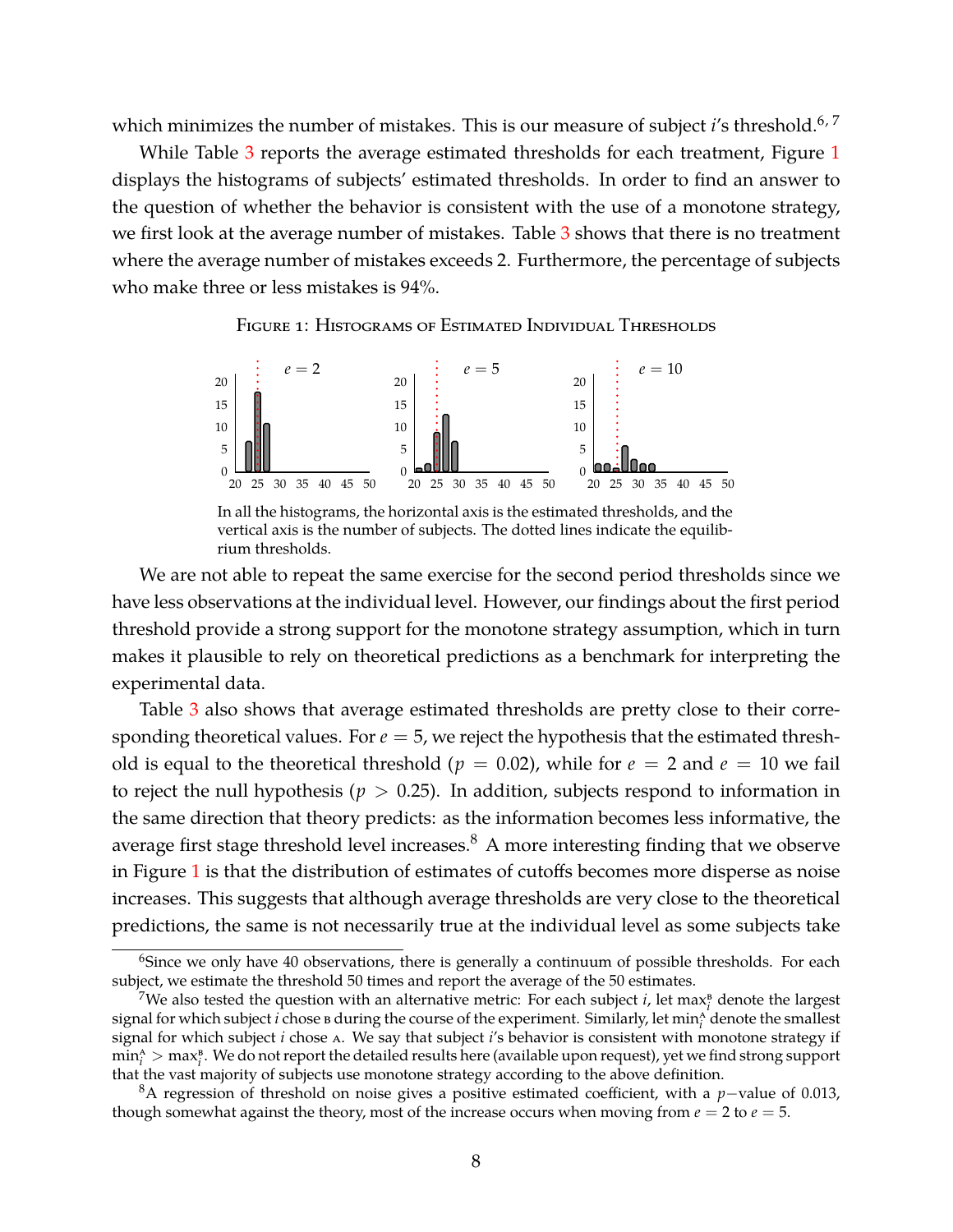which minimizes the number of mistakes. This is our measure of subject $i$'s threshold.[6, 7]

While Table 3 reports the average estimated thresholds for each treatment, Figure 1 displays the histograms of subjects' estimated thresholds. In order to find an answer to the question of whether the behavior is consistent with the use of a monotone strategy, we first look at the average number of mistakes. Table 3 shows that there is no treatment where the average number of mistakes exceeds 2. Furthermore, the percentage of subjects who make three or less mistakes is 94%.

FIGURE 1: HISTOGRAMS OF ESTIMATED INDIVIDUAL THRESHOLDS

In all the histograms, the horizontal axis is the estimated thresholds, and the vertical axis is the number of subjects. The dotted lines indicate the equilibrium thresholds.

We are not able to repeat the same exercise for the second period thresholds since we have less observations at the individual level. However, our findings about the first period threshold provide a strong support for the monotone strategy assumption, which in turn makes it plausible to rely on theoretical predictions as a benchmark for interpreting the experimental data.

Table 3 also shows that average estimated thresholds are pretty close to their corresponding theoretical values. For $e = 5$, we reject the hypothesis that the estimated threshold is equal to the theoretical threshold ($p = 0.02$), while for $e = 2$ and $e = 10$ we fail to reject the null hypothesis ($p > 0.25$). In addition, subjects respond to information in the same direction that theory predicts: as the information becomes less informative, the average first stage threshold level increases.[8] A more interesting finding that we observe in Figure 1 is that the distribution of estimates of cutoffs becomes more disperse as noise increases. This suggests that although average thresholds are very close to the theoretical predictions, the same is not necessarily true at the individual level as some subjects take

[6] Since we only have 40 observations, there is generally a continuum of possible thresholds. For each subject, we estimate the threshold 50 times and report the average of the 50 estimates.

[7] We also tested the question with an alternative metric: For each subject $i$, let $\max_i^{B}$ denote the largest signal for which subject $i$ chose B during the course of the experiment. Similarly, let $\min_i^{A}$ denote the smallest signal for which subject $i$ chose A. We say that subject $i$'s behavior is consistent with monotone strategy if $\min_i^{A} > \max_i^{B}$. We do not report the detailed results here (available upon request), yet we find strong support that the vast majority of subjects use monotone strategy according to the above definition.

[8] A regression of threshold on noise gives a positive estimated coefficient, with a $p-$value of 0.013, though somewhat against the theory, most of the increase occurs when moving from $e = 2$ to $e = 5$.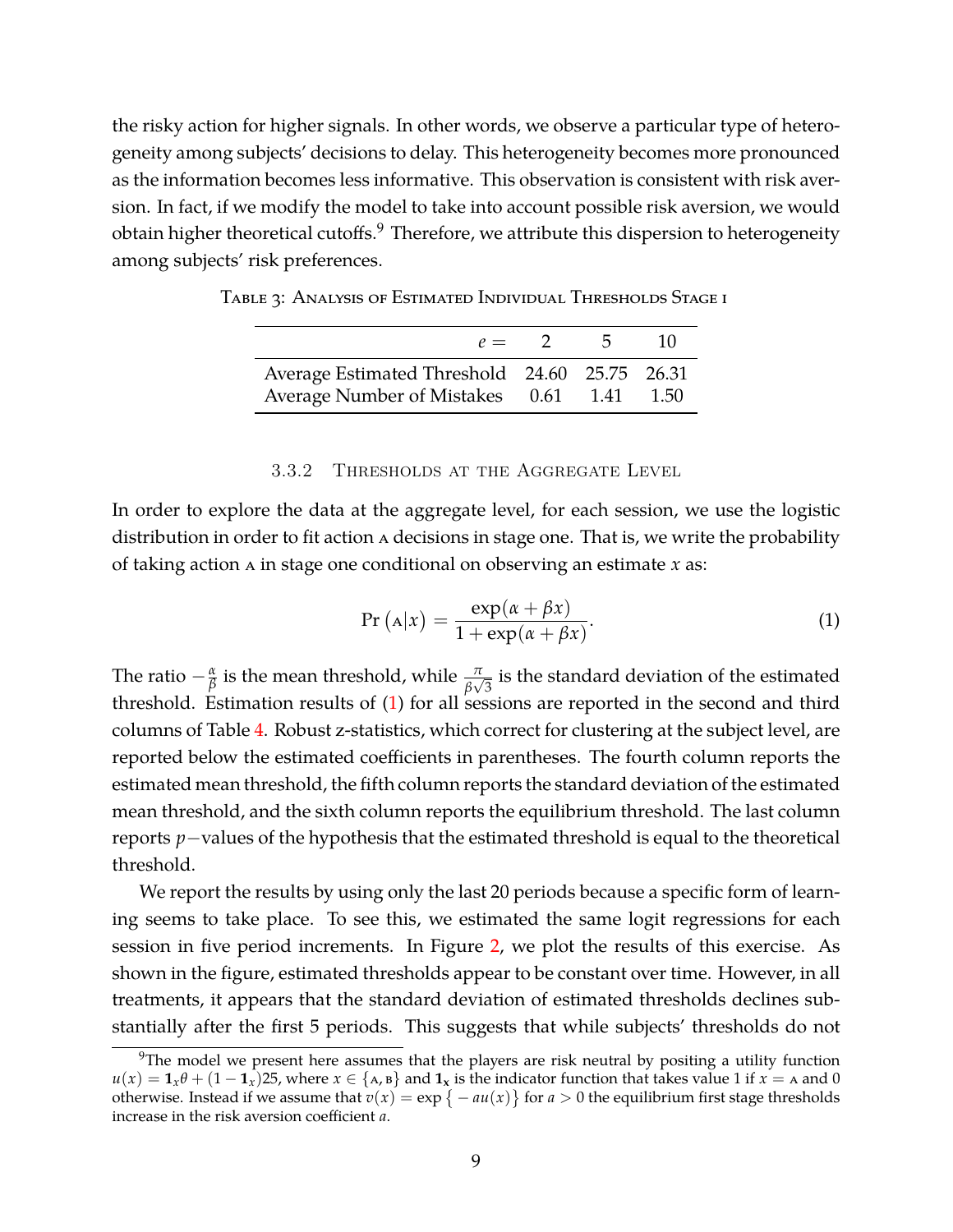the risky action for higher signals. In other words, we observe a particular type of heterogeneity among subjects' decisions to delay. This heterogeneity becomes more pronounced as the information becomes less informative. This observation is consistent with risk aversion. In fact, if we modify the model to take into account possible risk aversion, we would obtain higher theoretical cutoffs.[9] Therefore, we attribute this dispersion to heterogeneity among subjects' risk preferences.

Table 3: Analysis of Estimated Individual Thresholds Stage I

| $e =$ | 2 | 5 | 10 |
|---|---|---|---|
| Average Estimated Threshold | 24.60 | 25.75 | 26.31 |
| Average Number of Mistakes | 0.61 | 1.41 | 1.50 |

### 3.3.2 Thresholds at the Aggregate Level

In order to explore the data at the aggregate level, for each session, we use the logistic distribution in order to fit action A decisions in stage one. That is, we write the probability of taking action A in stage one conditional on observing an estimate $x$ as:

$$\Pr\left(\text{A}|x\right) = \frac{\exp(\alpha + \beta x)}{1 + \exp(\alpha + \beta x)}. \tag{1}$$

The ratio $-\frac{\alpha}{\beta}$ is the mean threshold, while $\frac{\pi}{\beta\sqrt{3}}$ is the standard deviation of the estimated threshold. Estimation results of (1) for all sessions are reported in the second and third columns of Table 4. Robust z-statistics, which correct for clustering at the subject level, are reported below the estimated coefficients in parentheses. The fourth column reports the estimated mean threshold, the fifth column reports the standard deviation of the estimated mean threshold, and the sixth column reports the equilibrium threshold. The last column reports $p-$values of the hypothesis that the estimated threshold is equal to the theoretical threshold.

We report the results by using only the last 20 periods because a specific form of learning seems to take place. To see this, we estimated the same logit regressions for each session in five period increments. In Figure 2, we plot the results of this exercise. As shown in the figure, estimated thresholds appear to be constant over time. However, in all treatments, it appears that the standard deviation of estimated thresholds declines substantially after the first 5 periods. This suggests that while subjects' thresholds do not

[9] The model we present here assumes that the players are risk neutral by positing a utility function $u(x) = \mathbf{1}_x\theta + (1 - \mathbf{1}_x)25$, where $x \in \{\text{A}, \text{B}\}$ and $\mathbf{1_x}$ is the indicator function that takes value 1 if $x = \text{A}$ and 0 otherwise. Instead if we assume that $v(x) = \exp\left\{-au(x)\right\}$ for $a > 0$ the equilibrium first stage thresholds increase in the risk aversion coefficient $a$.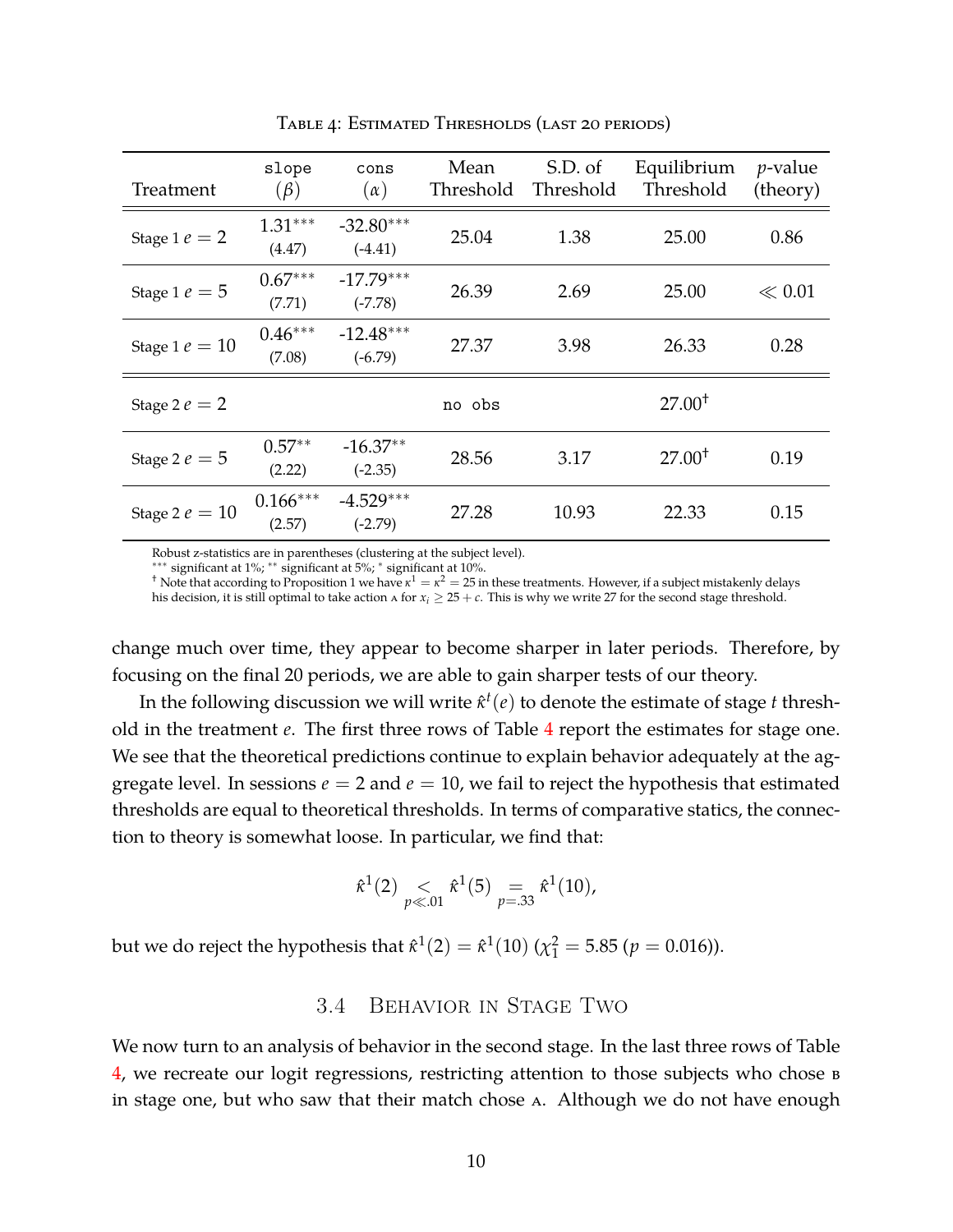Table 4: Estimated Thresholds (last 20 periods)

| Treatment | slope ($\beta$) | cons ($\alpha$) | Mean Threshold | S.D. of Threshold | Equilibrium Threshold | $p$-value (theory) |
|---|---|---|---|---|---|---|
| Stage 1 $e = 2$ | 1.31*** (4.47) | -32.80*** (-4.41) | 25.04 | 1.38 | 25.00 | 0.86 |
| Stage 1 $e = 5$ | 0.67*** (7.71) | -17.79*** (-7.78) | 26.39 | 2.69 | 25.00 | $\ll 0.01$ |
| Stage 1 $e = 10$ | 0.46*** (7.08) | -12.48*** (-6.79) | 27.37 | 3.98 | 26.33 | 0.28 |
| Stage 2 $e = 2$ | | | no obs | | 27.00† | |
| Stage 2 $e = 5$ | 0.57** (2.22) | -16.37** (-2.35) | 28.56 | 3.17 | 27.00† | 0.19 |
| Stage 2 $e = 10$ | 0.166*** (2.57) | -4.529*** (-2.79) | 27.28 | 10.93 | 22.33 | 0.15 |

Robust z-statistics are in parentheses (clustering at the subject level).
*** significant at 1%; ** significant at 5%; * significant at 10%.
† Note that according to Proposition 1 we have $\kappa^1 = \kappa^2 = 25$ in these treatments. However, if a subject mistakenly delays his decision, it is still optimal to take action A for $x_i \geq 25 + c$. This is why we write 27 for the second stage threshold.

change much over time, they appear to become sharper in later periods. Therefore, by focusing on the final 20 periods, we are able to gain sharper tests of our theory.

In the following discussion we will write $\hat{\kappa}^t(e)$ to denote the estimate of stage $t$ threshold in the treatment $e$. The first three rows of Table 4 report the estimates for stage one. We see that the theoretical predictions continue to explain behavior adequately at the aggregate level. In sessions $e = 2$ and $e = 10$, we fail to reject the hypothesis that estimated thresholds are equal to theoretical thresholds. In terms of comparative statics, the connection to theory is somewhat loose. In particular, we find that:

$$\hat{\kappa}^1(2) \underset{p \ll .01}{<} \hat{\kappa}^1(5) \underset{p = .33}{=} \hat{\kappa}^1(10),$$

but we do reject the hypothesis that $\hat{\kappa}^1(2) = \hat{\kappa}^1(10)$ ($\chi^2_1 = 5.85$ ($p = 0.016$)).

## 3.4 Behavior in Stage Two

We now turn to an analysis of behavior in the second stage. In the last three rows of Table 4, we recreate our logit regressions, restricting attention to those subjects who chose B in stage one, but who saw that their match chose A. Although we do not have enough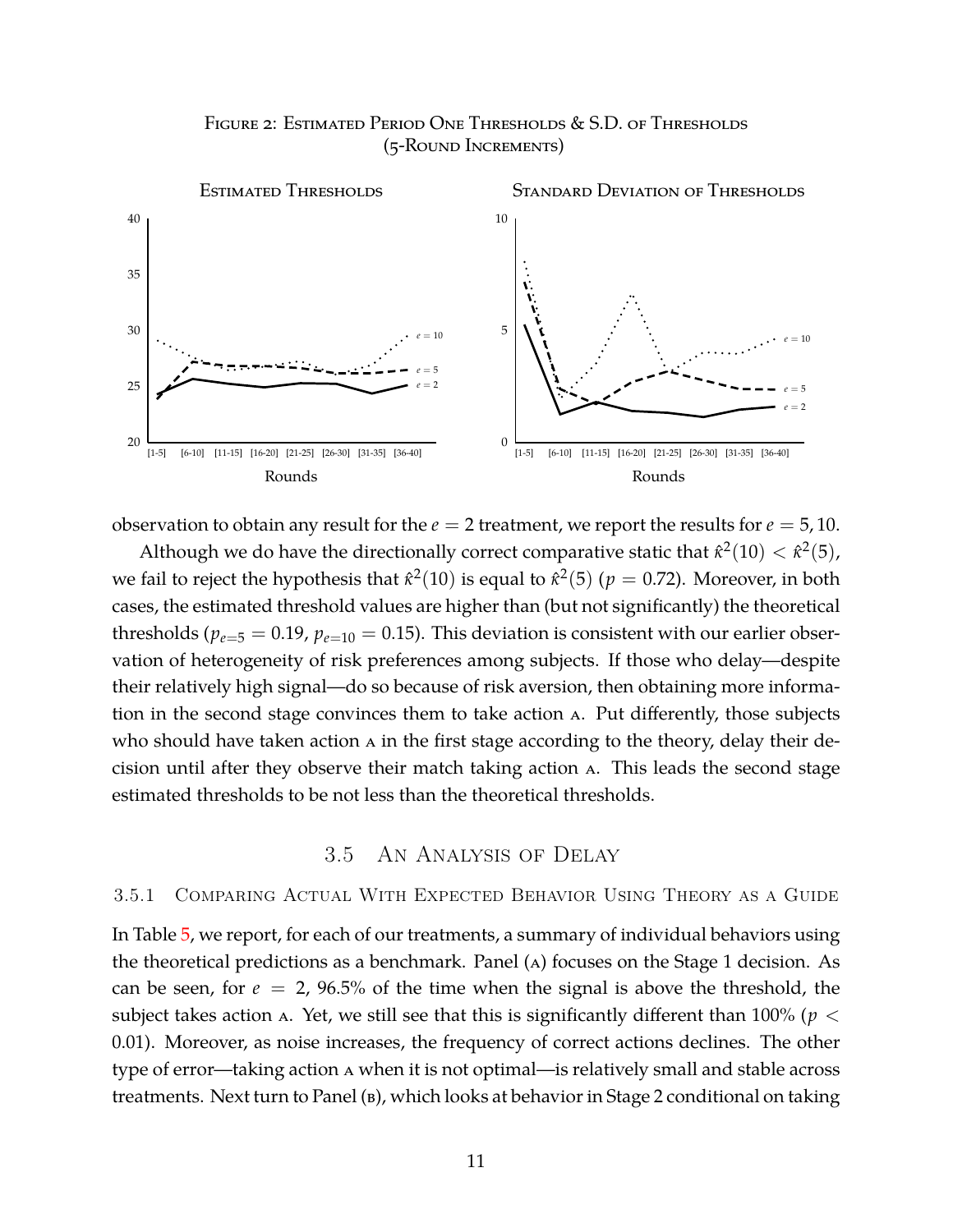Figure 2: Estimated Period One Thresholds & S.D. of Thresholds (5-Round Increments)

observation to obtain any result for the $e = 2$ treatment, we report the results for $e = 5, 10$.

Although we do have the directionally correct comparative static that $\hat{\kappa}^2(10) < \hat{\kappa}^2(5)$, we fail to reject the hypothesis that $\hat{\kappa}^2(10)$ is equal to $\hat{\kappa}^2(5)$ ($p = 0.72$). Moreover, in both cases, the estimated threshold values are higher than (but not significantly) the theoretical thresholds ($p_{e=5} = 0.19$, $p_{e=10} = 0.15$). This deviation is consistent with our earlier observation of heterogeneity of risk preferences among subjects. If those who delay—despite their relatively high signal—do so because of risk aversion, then obtaining more information in the second stage convinces them to take action A. Put differently, those subjects who should have taken action A in the first stage according to the theory, delay their decision until after they observe their match taking action A. This leads the second stage estimated thresholds to be not less than the theoretical thresholds.

## 3.5 An Analysis of Delay

### 3.5.1 Comparing Actual With Expected Behavior Using Theory as a Guide

In Table 5, we report, for each of our treatments, a summary of individual behaviors using the theoretical predictions as a benchmark. Panel (A) focuses on the Stage 1 decision. As can be seen, for $e = 2$, 96.5% of the time when the signal is above the threshold, the subject takes action A. Yet, we still see that this is significantly different than 100% ($p < 0.01$). Moreover, as noise increases, the frequency of correct actions declines. The other type of error—taking action A when it is not optimal—is relatively small and stable across treatments. Next turn to Panel (B), which looks at behavior in Stage 2 conditional on taking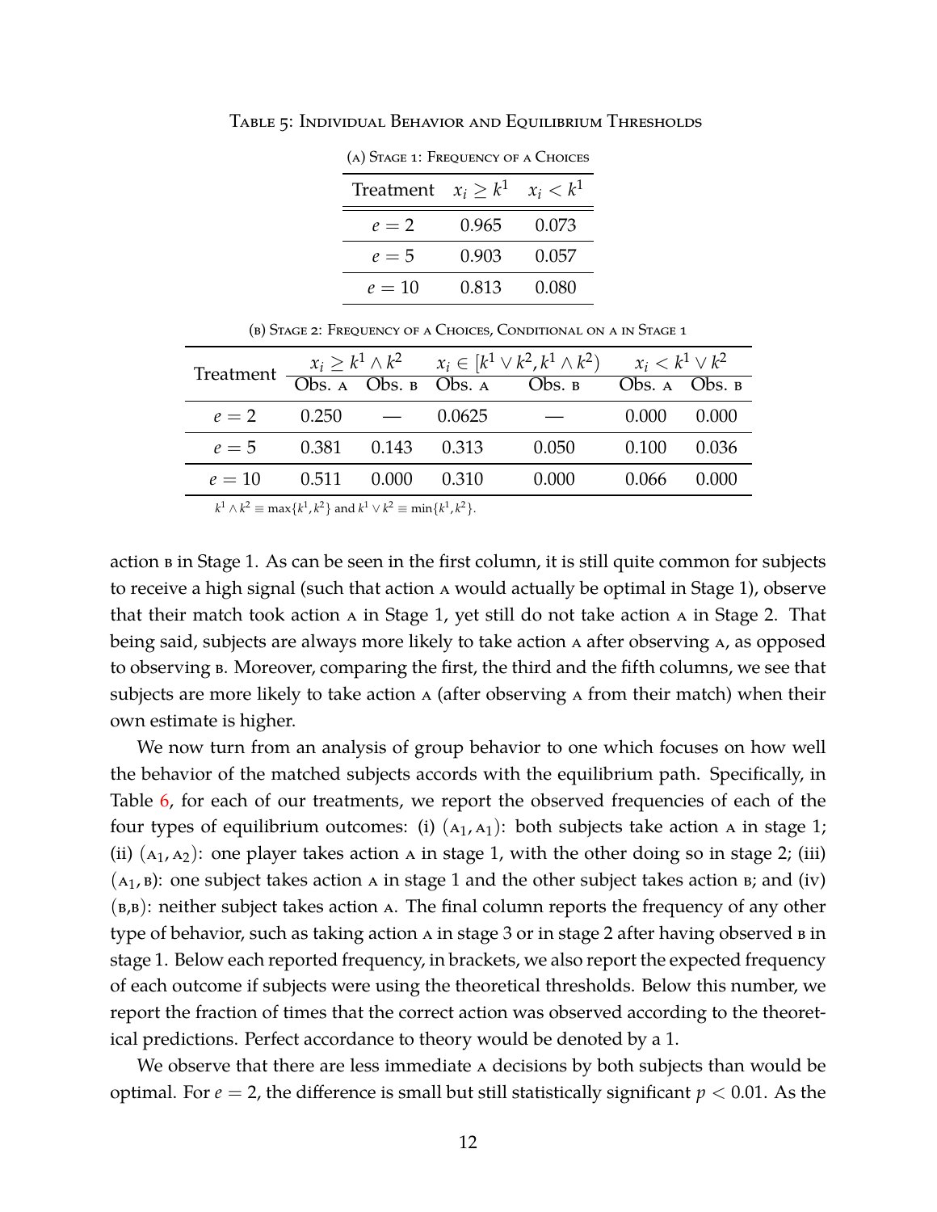Table 5: Individual Behavior and Equilibrium Thresholds

(a) Stage 1: Frequency of a Choices

| Treatment | $x_i \geq k^1$ | $x_i < k^1$ |
|---|---|---|
| $e = 2$ | 0.965 | 0.073 |
| $e = 5$ | 0.903 | 0.057 |
| $e = 10$ | 0.813 | 0.080 |

(b) Stage 2: Frequency of a Choices, Conditional on a in Stage 1

| Treatment | $x_i \geq k^1 \wedge k^2$ | | $x_i \in [k^1 \vee k^2, k^1 \wedge k^2)$ | | $x_i < k^1 \vee k^2$ | |
|---|---|---|---|---|---|---|
| | Obs. a | Obs. b | Obs. a | Obs. b | Obs. a | Obs. b |
| $e = 2$ | 0.250 | — | 0.0625 | — | 0.000 | 0.000 |
| $e = 5$ | 0.381 | 0.143 | 0.313 | 0.050 | 0.100 | 0.036 |
| $e = 10$ | 0.511 | 0.000 | 0.310 | 0.000 | 0.066 | 0.000 |

$k^1 \wedge k^2 \equiv \max\{k^1, k^2\}$ and $k^1 \vee k^2 \equiv \min\{k^1, k^2\}$.

action b in Stage 1. As can be seen in the first column, it is still quite common for subjects to receive a high signal (such that action a would actually be optimal in Stage 1), observe that their match took action a in Stage 1, yet still do not take action a in Stage 2. That being said, subjects are always more likely to take action a after observing a, as opposed to observing b. Moreover, comparing the first, the third and the fifth columns, we see that subjects are more likely to take action a (after observing a from their match) when their own estimate is higher.

We now turn from an analysis of group behavior to one which focuses on how well the behavior of the matched subjects accords with the equilibrium path. Specifically, in Table 6, for each of our treatments, we report the observed frequencies of each of the four types of equilibrium outcomes: (i) $(\text{a}_1, \text{a}_1)$: both subjects take action a in stage 1; (ii) $(\text{a}_1, \text{a}_2)$: one player takes action a in stage 1, with the other doing so in stage 2; (iii) $(\text{a}_1, \text{b})$: one subject takes action a in stage 1 and the other subject takes action b; and (iv) (b,b): neither subject takes action a. The final column reports the frequency of any other type of behavior, such as taking action a in stage 3 or in stage 2 after having observed b in stage 1. Below each reported frequency, in brackets, we also report the expected frequency of each outcome if subjects were using the theoretical thresholds. Below this number, we report the fraction of times that the correct action was observed according to the theoretical predictions. Perfect accordance to theory would be denoted by a 1.

We observe that there are less immediate a decisions by both subjects than would be optimal. For $e = 2$, the difference is small but still statistically significant $p < 0.01$. As the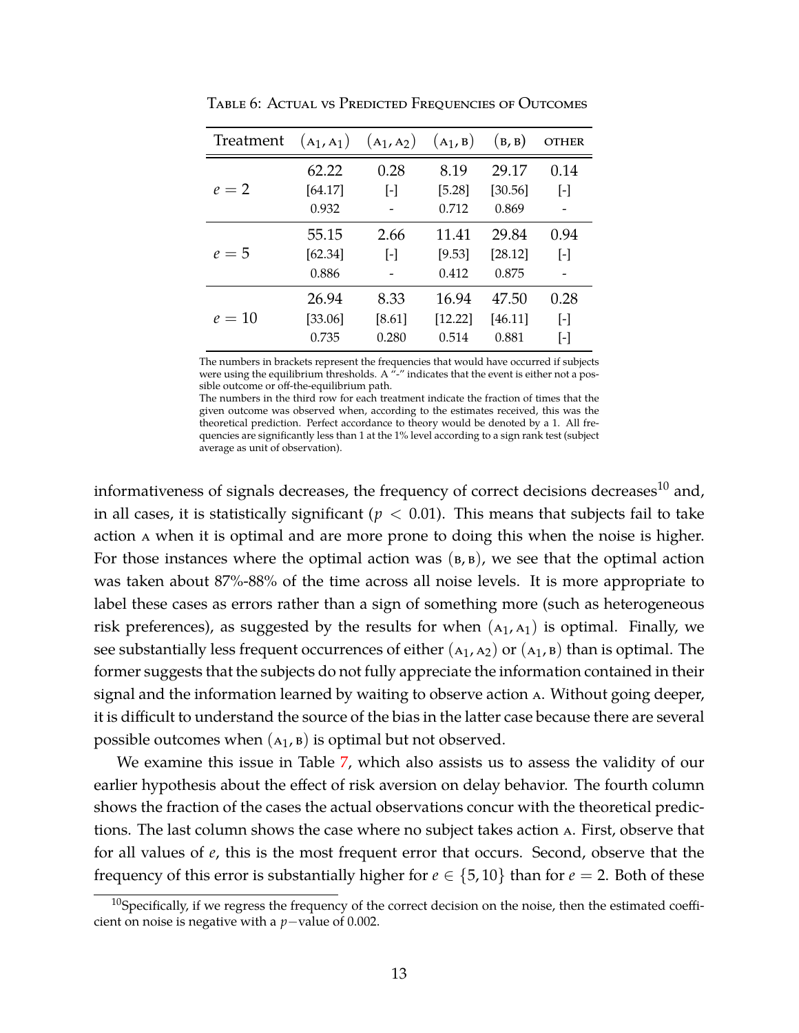Table 6: Actual vs Predicted Frequencies of Outcomes

| Treatment | $(A_1, A_1)$ | $(A_1, A_2)$ | $(A_1, B)$ | $(B, B)$ | OTHER |
|---|---|---|---|---|---|
| $e = 2$ | 62.22 | 0.28 | 8.19 | 29.17 | 0.14 |
| | [64.17] | [-] | [5.28] | [30.56] | [-] |
| | 0.932 | - | 0.712 | 0.869 | - |
| $e = 5$ | 55.15 | 2.66 | 11.41 | 29.84 | 0.94 |
| | [62.34] | [-] | [9.53] | [28.12] | [-] |
| | 0.886 | - | 0.412 | 0.875 | - |
| $e = 10$ | 26.94 | 8.33 | 16.94 | 47.50 | 0.28 |
| | [33.06] | [8.61] | [12.22] | [46.11] | [-] |
| | 0.735 | 0.280 | 0.514 | 0.881 | [-] |

The numbers in brackets represent the frequencies that would have occurred if subjects were using the equilibrium thresholds. A "-" indicates that the event is either not a possible outcome or off-the-equilibrium path.
The numbers in the third row for each treatment indicate the fraction of times that the given outcome was observed when, according to the estimates received, this was the theoretical prediction. Perfect accordance to theory would be denoted by a 1. All frequencies are significantly less than 1 at the 1% level according to a sign rank test (subject average as unit of observation).

informativeness of signals decreases, the frequency of correct decisions decreases[10] and, in all cases, it is statistically significant ($p < 0.01$). This means that subjects fail to take action A when it is optimal and are more prone to doing this when the noise is higher. For those instances where the optimal action was $(B, B)$, we see that the optimal action was taken about 87%-88% of the time across all noise levels. It is more appropriate to label these cases as errors rather than a sign of something more (such as heterogeneous risk preferences), as suggested by the results for when $(A_1, A_1)$ is optimal. Finally, we see substantially less frequent occurrences of either $(A_1, A_2)$ or $(A_1, B)$ than is optimal. The former suggests that the subjects do not fully appreciate the information contained in their signal and the information learned by waiting to observe action A. Without going deeper, it is difficult to understand the source of the bias in the latter case because there are several possible outcomes when $(A_1, B)$ is optimal but not observed.

We examine this issue in Table 7, which also assists us to assess the validity of our earlier hypothesis about the effect of risk aversion on delay behavior. The fourth column shows the fraction of the cases the actual observations concur with the theoretical predictions. The last column shows the case where no subject takes action A. First, observe that for all values of $e$, this is the most frequent error that occurs. Second, observe that the frequency of this error is substantially higher for $e \in \{5, 10\}$ than for $e = 2$. Both of these

[10] Specifically, if we regress the frequency of the correct decision on the noise, then the estimated coefficient on noise is negative with a $p-$value of 0.002.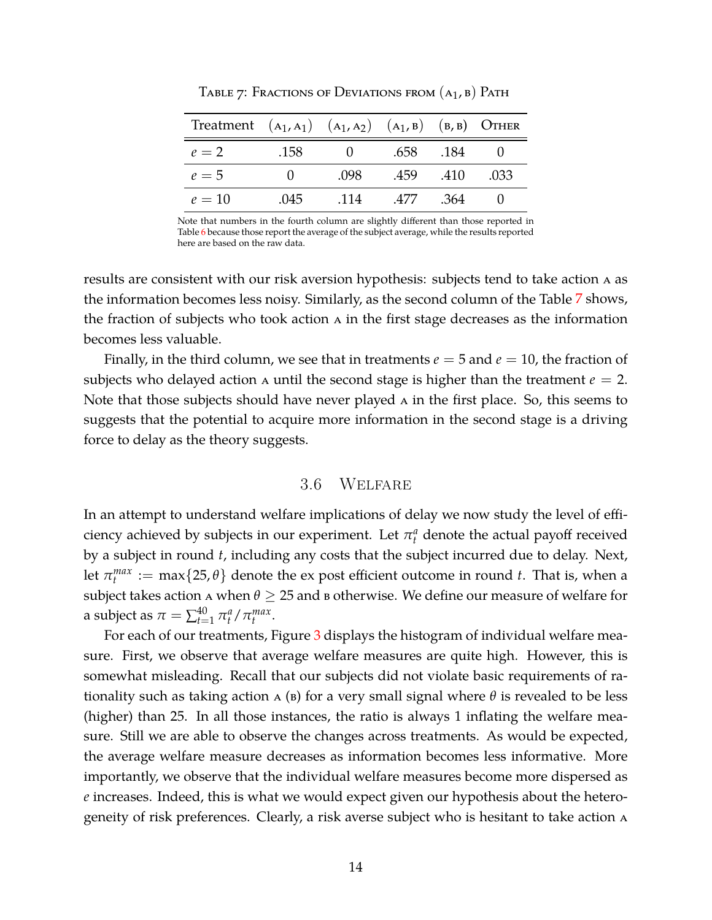Table 7: Fractions of Deviations from $(\text{A}_1, \text{B})$ Path

| Treatment | $(\text{A}_1, \text{A}_1)$ | $(\text{A}_1, \text{A}_2)$ | $(\text{A}_1, \text{B})$ | $(\text{B}, \text{B})$ | Other |
|---|---|---|---|---|---|
| $e = 2$ | .158 | 0 | .658 | .184 | 0 |
| $e = 5$ | 0 | .098 | .459 | .410 | .033 |
| $e = 10$ | .045 | .114 | .477 | .364 | 0 |

Note that numbers in the fourth column are slightly different than those reported in Table 6 because those report the average of the subject average, while the results reported here are based on the raw data.

results are consistent with our risk aversion hypothesis: subjects tend to take action A as the information becomes less noisy. Similarly, as the second column of the Table 7 shows, the fraction of subjects who took action A in the first stage decreases as the information becomes less valuable.

Finally, in the third column, we see that in treatments $e = 5$ and $e = 10$, the fraction of subjects who delayed action A until the second stage is higher than the treatment $e = 2$. Note that those subjects should have never played A in the first place. So, this seems to suggests that the potential to acquire more information in the second stage is a driving force to delay as the theory suggests.

### 3.6 Welfare

In an attempt to understand welfare implications of delay we now study the level of efficiency achieved by subjects in our experiment. Let $\pi_t^a$ denote the actual payoff received by a subject in round $t$, including any costs that the subject incurred due to delay. Next, let $\pi_t^{max} := \max\{25, \theta\}$ denote the ex post efficient outcome in round $t$. That is, when a subject takes action A when $\theta \geq 25$ and B otherwise. We define our measure of welfare for a subject as $\pi = \sum_{t=1}^{40} \pi_t^a / \pi_t^{max}$.

For each of our treatments, Figure 3 displays the histogram of individual welfare measure. First, we observe that average welfare measures are quite high. However, this is somewhat misleading. Recall that our subjects did not violate basic requirements of rationality such as taking action A (B) for a very small signal where $\theta$ is revealed to be less (higher) than 25. In all those instances, the ratio is always 1 inflating the welfare measure. Still we are able to observe the changes across treatments. As would be expected, the average welfare measure decreases as information becomes less informative. More importantly, we observe that the individual welfare measures become more dispersed as $e$ increases. Indeed, this is what we would expect given our hypothesis about the heterogeneity of risk preferences. Clearly, a risk averse subject who is hesitant to take action A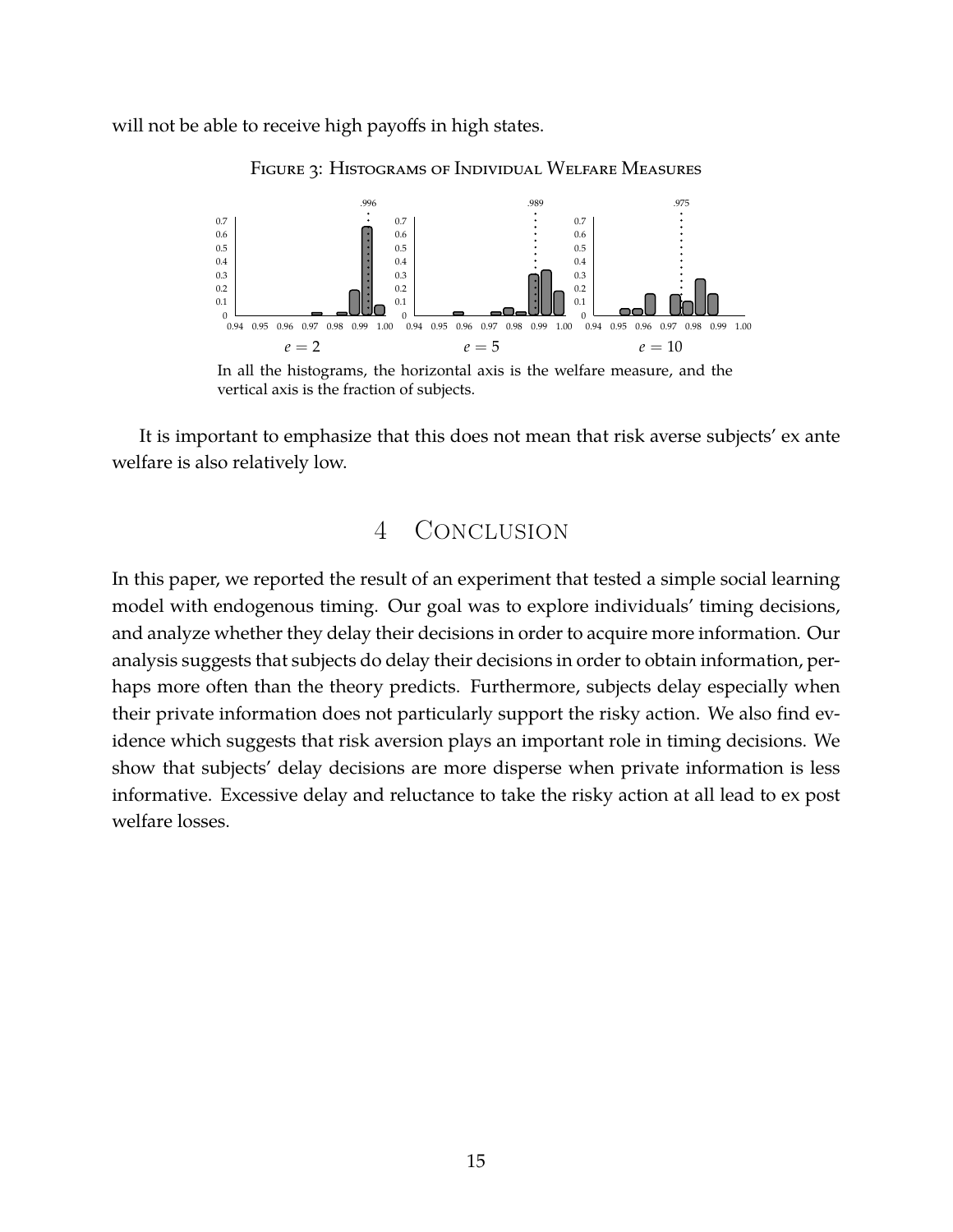will not be able to receive high payoffs in high states.

Figure 3: Histograms of Individual Welfare Measures

In all the histograms, the horizontal axis is the welfare measure, and the vertical axis is the fraction of subjects.

It is important to emphasize that this does not mean that risk averse subjects' ex ante welfare is also relatively low.

# 4 Conclusion

In this paper, we reported the result of an experiment that tested a simple social learning model with endogenous timing. Our goal was to explore individuals' timing decisions, and analyze whether they delay their decisions in order to acquire more information. Our analysis suggests that subjects do delay their decisions in order to obtain information, perhaps more often than the theory predicts. Furthermore, subjects delay especially when their private information does not particularly support the risky action. We also find evidence which suggests that risk aversion plays an important role in timing decisions. We show that subjects' delay decisions are more disperse when private information is less informative. Excessive delay and reluctance to take the risky action at all lead to ex post welfare losses.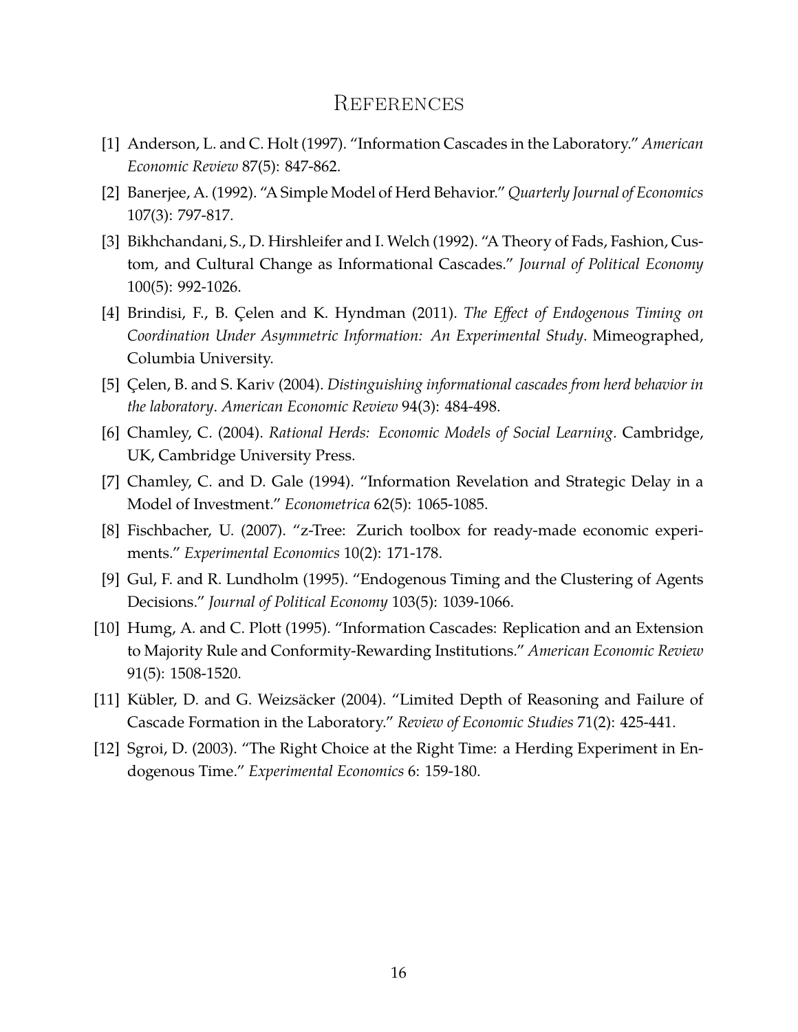# References

[1] Anderson, L. and C. Holt (1997). "Information Cascades in the Laboratory." *American Economic Review* 87(5): 847-862.

[2] Banerjee, A. (1992). "A Simple Model of Herd Behavior." *Quarterly Journal of Economics* 107(3): 797-817.

[3] Bikhchandani, S., D. Hirshleifer and I. Welch (1992). "A Theory of Fads, Fashion, Custom, and Cultural Change as Informational Cascades." *Journal of Political Economy* 100(5): 992-1026.

[4] Brindisi, F., B. Çelen and K. Hyndman (2011). *The Effect of Endogenous Timing on Coordination Under Asymmetric Information: An Experimental Study*. Mimeographed, Columbia University.

[5] Çelen, B. and S. Kariv (2004). *Distinguishing informational cascades from herd behavior in the laboratory*. *American Economic Review* 94(3): 484-498.

[6] Chamley, C. (2004). *Rational Herds: Economic Models of Social Learning*. Cambridge, UK, Cambridge University Press.

[7] Chamley, C. and D. Gale (1994). "Information Revelation and Strategic Delay in a Model of Investment." *Econometrica* 62(5): 1065-1085.

[8] Fischbacher, U. (2007). "z-Tree: Zurich toolbox for ready-made economic experiments." *Experimental Economics* 10(2): 171-178.

[9] Gul, F. and R. Lundholm (1995). "Endogenous Timing and the Clustering of Agents Decisions." *Journal of Political Economy* 103(5): 1039-1066.

[10] Humg, A. and C. Plott (1995). "Information Cascades: Replication and an Extension to Majority Rule and Conformity-Rewarding Institutions." *American Economic Review* 91(5): 1508-1520.

[11] Kübler, D. and G. Weizsäcker (2004). "Limited Depth of Reasoning and Failure of Cascade Formation in the Laboratory." *Review of Economic Studies* 71(2): 425-441.

[12] Sgroi, D. (2003). "The Right Choice at the Right Time: a Herding Experiment in Endogenous Time." *Experimental Economics* 6: 159-180.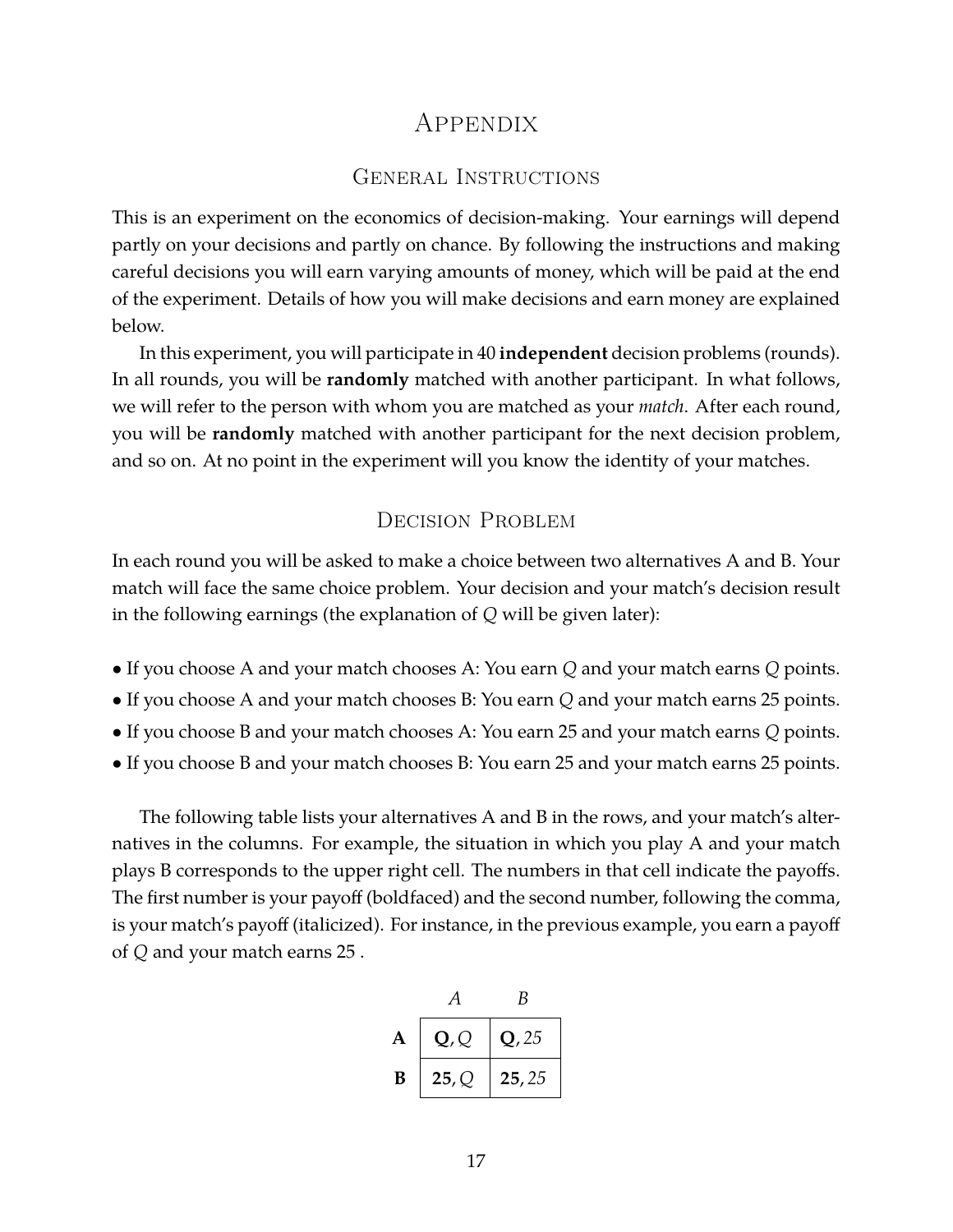# Appendix

## General Instructions

This is an experiment on the economics of decision-making. Your earnings will depend partly on your decisions and partly on chance. By following the instructions and making careful decisions you will earn varying amounts of money, which will be paid at the end of the experiment. Details of how you will make decisions and earn money are explained below.

In this experiment, you will participate in 40 **independent** decision problems (rounds). In all rounds, you will be **randomly** matched with another participant. In what follows, we will refer to the person with whom you are matched as your *match*. After each round, you will be **randomly** matched with another participant for the next decision problem, and so on. At no point in the experiment will you know the identity of your matches.

## Decision Problem

In each round you will be asked to make a choice between two alternatives A and B. Your match will face the same choice problem. Your decision and your match's decision result in the following earnings (the explanation of $Q$ will be given later):

- If you choose A and your match chooses A: You earn $Q$ and your match earns $Q$ points.
- If you choose A and your match chooses B: You earn $Q$ and your match earns 25 points.
- If you choose B and your match chooses A: You earn 25 and your match earns $Q$ points.
- If you choose B and your match chooses B: You earn 25 and your match earns 25 points.

The following table lists your alternatives A and B in the rows, and your match's alternatives in the columns. For example, the situation in which you play A and your match plays B corresponds to the upper right cell. The numbers in that cell indicate the payoffs. The first number is your payoff (boldfaced) and the second number, following the comma, is your match's payoff (italicized). For instance, in the previous example, you earn a payoff of $Q$ and your match earns 25 .

| | *A* | *B* |
|---|---|---|
| **A** | **Q**, *Q* | **Q**, *25* |
| **B** | **25**, *Q* | **25**, *25* |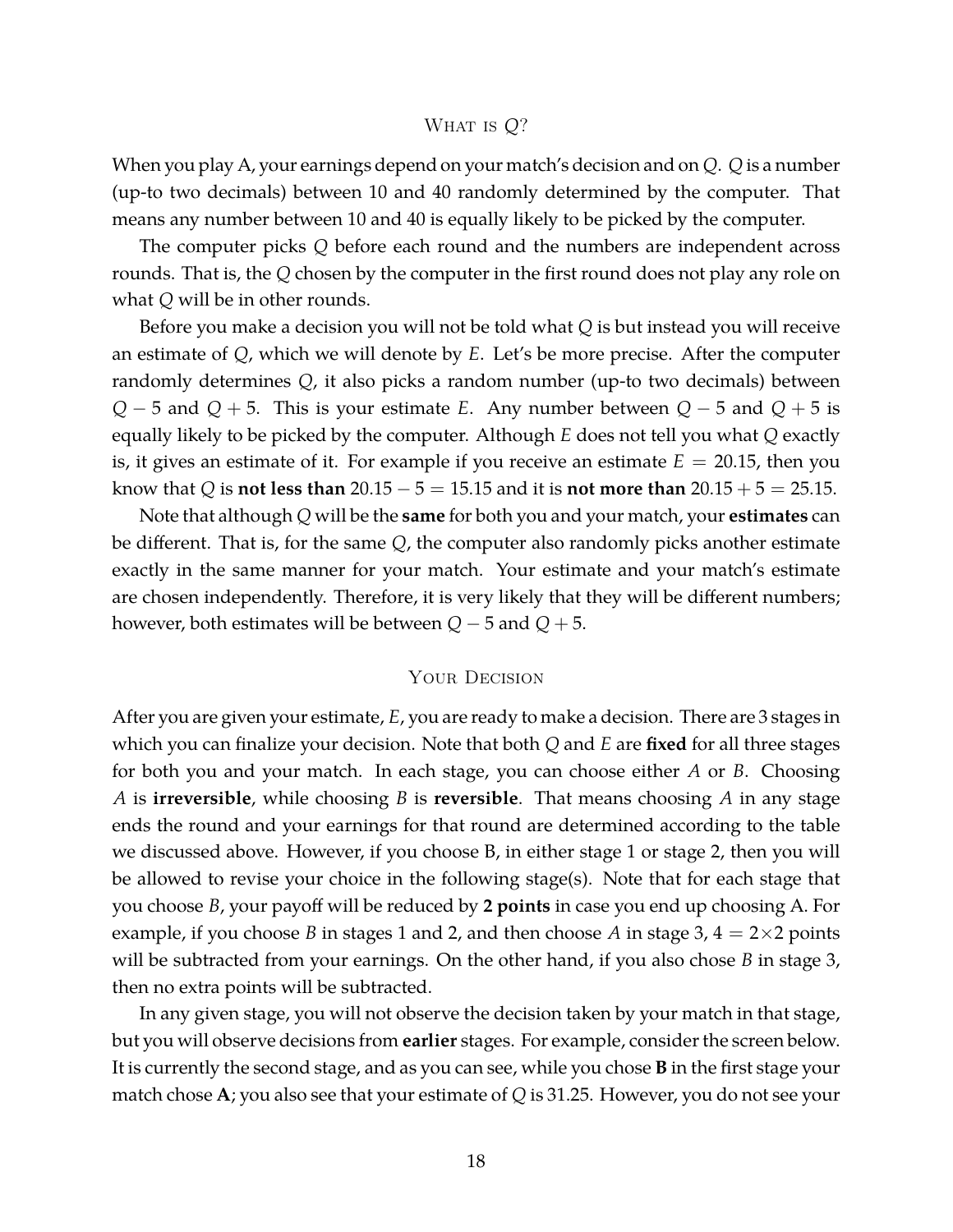## What is $Q$?

When you play A, your earnings depend on your match's decision and on $Q$. $Q$ is a number (up-to two decimals) between 10 and 40 randomly determined by the computer. That means any number between 10 and 40 is equally likely to be picked by the computer.

The computer picks $Q$ before each round and the numbers are independent across rounds. That is, the $Q$ chosen by the computer in the first round does not play any role on what $Q$ will be in other rounds.

Before you make a decision you will not be told what $Q$ is but instead you will receive an estimate of $Q$, which we will denote by $E$. Let's be more precise. After the computer randomly determines $Q$, it also picks a random number (up-to two decimals) between $Q - 5$ and $Q + 5$. This is your estimate $E$. Any number between $Q - 5$ and $Q + 5$ is equally likely to be picked by the computer. Although $E$ does not tell you what $Q$ exactly is, it gives an estimate of it. For example if you receive an estimate $E = 20.15$, then you know that $Q$ is **not less than** $20.15 - 5 = 15.15$ and it is **not more than** $20.15 + 5 = 25.15$.

Note that although $Q$ will be the **same** for both you and your match, your **estimates** can be different. That is, for the same $Q$, the computer also randomly picks another estimate exactly in the same manner for your match. Your estimate and your match's estimate are chosen independently. Therefore, it is very likely that they will be different numbers; however, both estimates will be between $Q - 5$ and $Q + 5$.

## Your Decision

After you are given your estimate, $E$, you are ready to make a decision. There are 3 stages in which you can finalize your decision. Note that both $Q$ and $E$ are **fixed** for all three stages for both you and your match. In each stage, you can choose either $A$ or $B$. Choosing $A$ is **irreversible**, while choosing $B$ is **reversible**. That means choosing $A$ in any stage ends the round and your earnings for that round are determined according to the table we discussed above. However, if you choose B, in either stage 1 or stage 2, then you will be allowed to revise your choice in the following stage(s). Note that for each stage that you choose $B$, your payoff will be reduced by **2 points** in case you end up choosing A. For example, if you choose $B$ in stages 1 and 2, and then choose $A$ in stage 3, $4 = 2 \times 2$ points will be subtracted from your earnings. On the other hand, if you also chose $B$ in stage 3, then no extra points will be subtracted.

In any given stage, you will not observe the decision taken by your match in that stage, but you will observe decisions from **earlier** stages. For example, consider the screen below. It is currently the second stage, and as you can see, while you chose **B** in the first stage your match chose **A**; you also see that your estimate of $Q$ is 31.25. However, you do not see your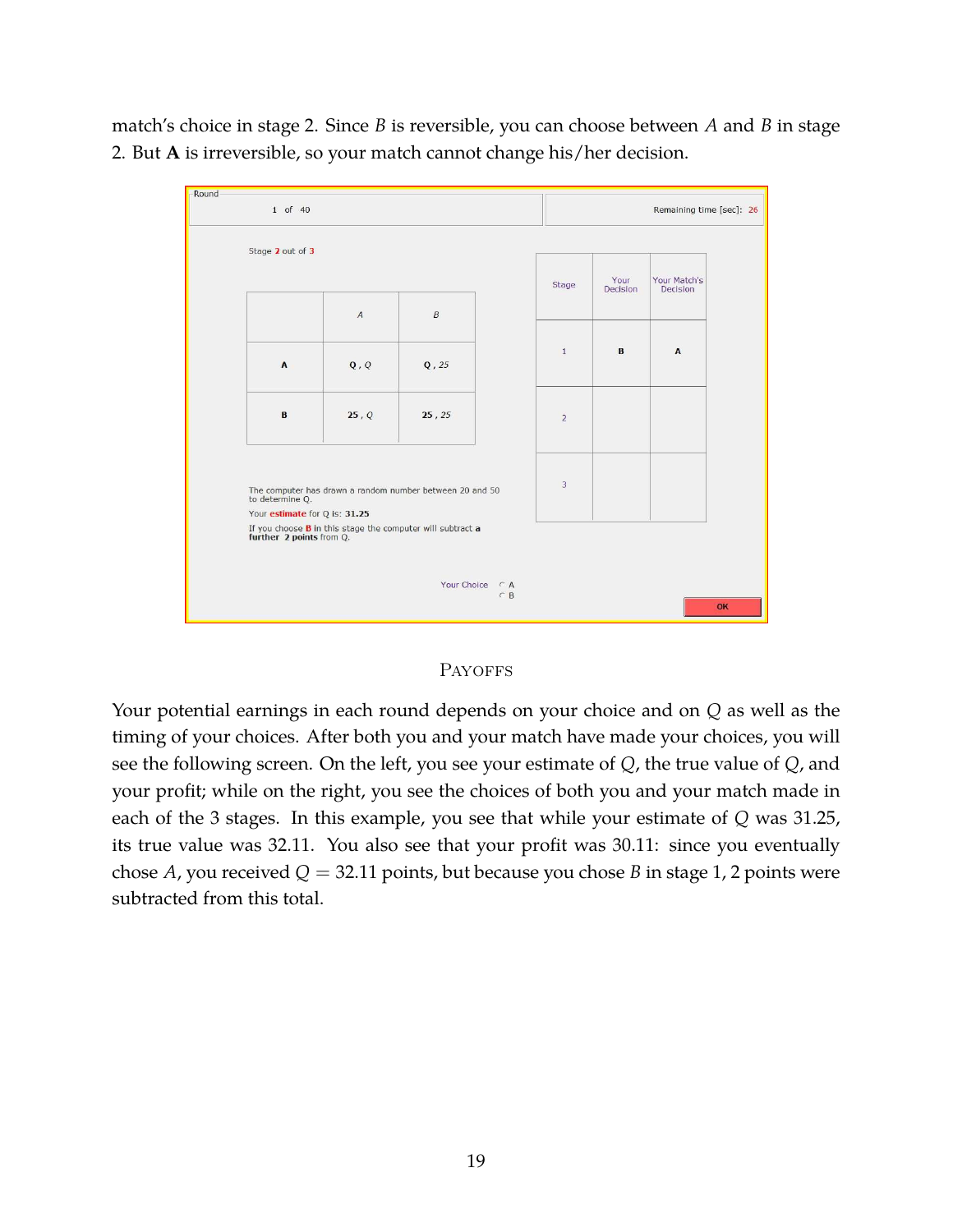match's choice in stage 2. Since $B$ is reversible, you can choose between $A$ and $B$ in stage 2. But **A** is irreversible, so your match cannot change his/her decision.

Round 1 of 40 | Remaining time [sec]: 26

Stage 2 out of 3

| | A | B |
|---|---|---|
| **A** | Q , Q | Q , 25 |
| **B** | 25 , Q | 25 , 25 |

| Stage | Your Decision | Your Match's Decision |
|---|---|---|
| 1 | B | A |
| 2 | | |
| 3 | | |

The computer has drawn a random number between 20 and 50 to determine Q.

Your estimate for Q is: **31.25**

If you choose **B** in this stage the computer will subtract a **further 2 points** from Q.

Your Choice ○ A ○ B

OK

## Payoffs

Your potential earnings in each round depends on your choice and on $Q$ as well as the timing of your choices. After both you and your match have made your choices, you will see the following screen. On the left, you see your estimate of $Q$, the true value of $Q$, and your profit; while on the right, you see the choices of both you and your match made in each of the 3 stages. In this example, you see that while your estimate of $Q$ was 31.25, its true value was 32.11. You also see that your profit was 30.11: since you eventually chose $A$, you received $Q = 32.11$ points, but because you chose $B$ in stage 1, 2 points were subtracted from this total.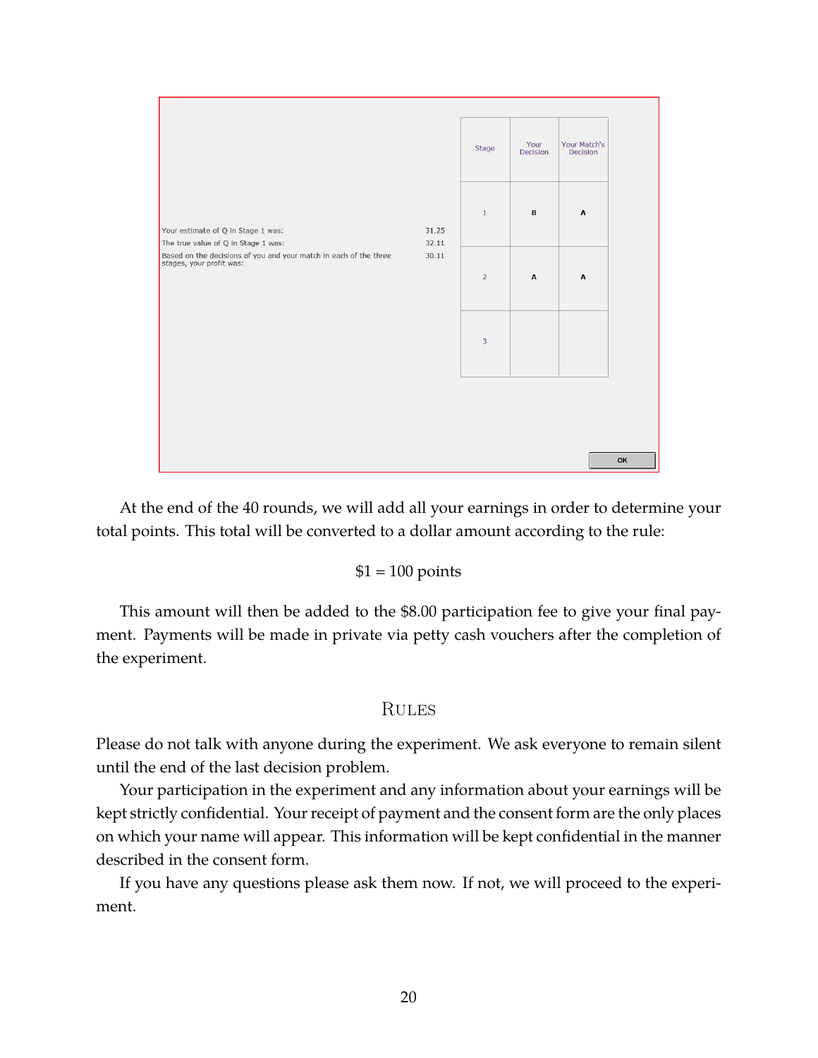Your estimate of Q in Stage 1 was: 31.25

The true value of Q in Stage 1 was: 32.11

Based on the decisions of you and your match in each of the three stages, your profit was: 30.11

| Stage | Your Decision | Your Match's Decision |
|---|---|---|
| 1 | B | A |
| 2 | A | A |
| 3 | | |

OK

At the end of the 40 rounds, we will add all your earnings in order to determine your total points. This total will be converted to a dollar amount according to the rule:

$1 = 100 points

This amount will then be added to the $8.00 participation fee to give your final payment. Payments will be made in private via petty cash vouchers after the completion of the experiment.

## Rules

Please do not talk with anyone during the experiment. We ask everyone to remain silent until the end of the last decision problem.

Your participation in the experiment and any information about your earnings will be kept strictly confidential. Your receipt of payment and the consent form are the only places on which your name will appear. This information will be kept confidential in the manner described in the consent form.

If you have any questions please ask them now. If not, we will proceed to the experiment.